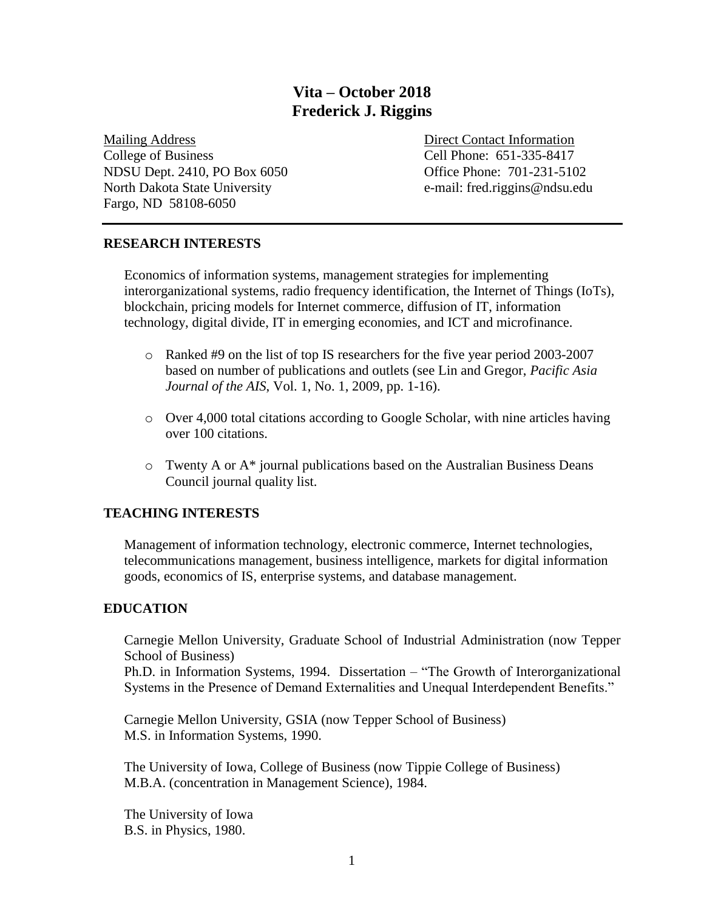# Vita – October 2018
# Frederick J. Riggins

Mailing Address
College of Business
NDSU Dept. 2410, PO Box 6050
North Dakota State University
Fargo, ND 58108-6050

Direct Contact Information
Cell Phone: 651-335-8417
Office Phone: 701-231-5102
e-mail: fred.riggins@ndsu.edu

---

## RESEARCH INTERESTS

Economics of information systems, management strategies for implementing interorganizational systems, radio frequency identification, the Internet of Things (IoTs), blockchain, pricing models for Internet commerce, diffusion of IT, information technology, digital divide, IT in emerging economies, and ICT and microfinance.

- Ranked #9 on the list of top IS researchers for the five year period 2003-2007 based on number of publications and outlets (see Lin and Gregor, *Pacific Asia Journal of the AIS*, Vol. 1, No. 1, 2009, pp. 1-16).
- Over 4,000 total citations according to Google Scholar, with nine articles having over 100 citations.
- Twenty A or A* journal publications based on the Australian Business Deans Council journal quality list.

## TEACHING INTERESTS

Management of information technology, electronic commerce, Internet technologies, telecommunications management, business intelligence, markets for digital information goods, economics of IS, enterprise systems, and database management.

## EDUCATION

Carnegie Mellon University, Graduate School of Industrial Administration (now Tepper School of Business)
Ph.D. in Information Systems, 1994. Dissertation – "The Growth of Interorganizational Systems in the Presence of Demand Externalities and Unequal Interdependent Benefits."

Carnegie Mellon University, GSIA (now Tepper School of Business)
M.S. in Information Systems, 1990.

The University of Iowa, College of Business (now Tippie College of Business)
M.B.A. (concentration in Management Science), 1984.

The University of Iowa
B.S. in Physics, 1980.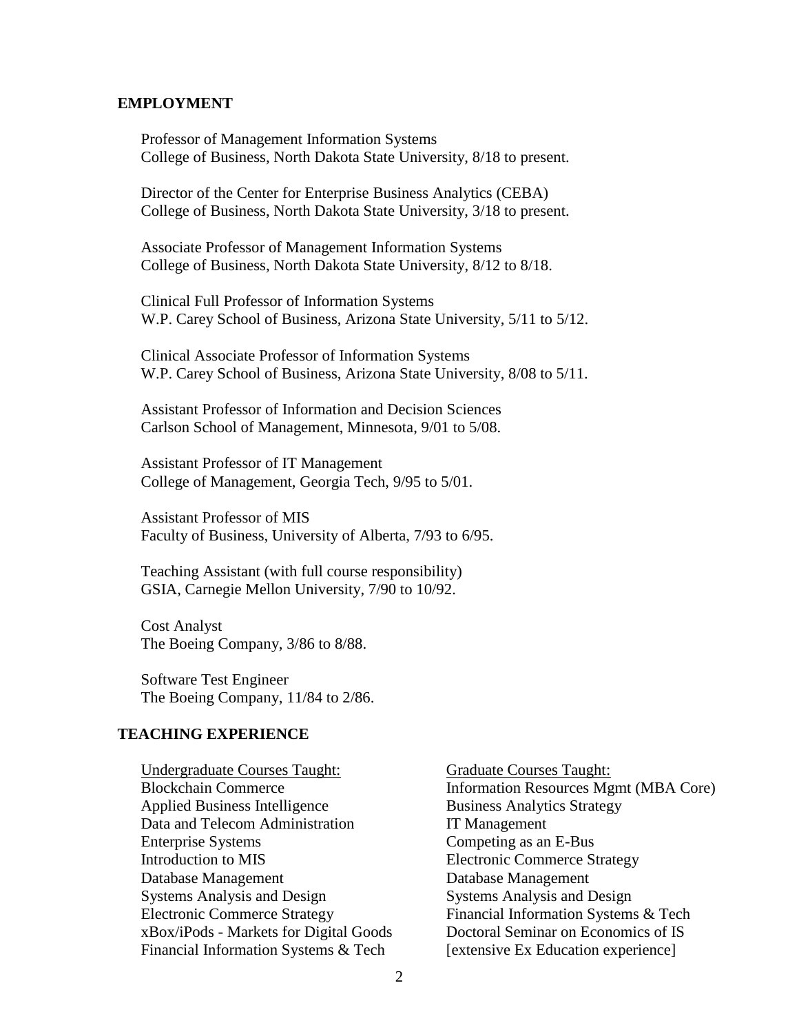## EMPLOYMENT

Professor of Management Information Systems
College of Business, North Dakota State University, 8/18 to present.

Director of the Center for Enterprise Business Analytics (CEBA)
College of Business, North Dakota State University, 3/18 to present.

Associate Professor of Management Information Systems
College of Business, North Dakota State University, 8/12 to 8/18.

Clinical Full Professor of Information Systems
W.P. Carey School of Business, Arizona State University, 5/11 to 5/12.

Clinical Associate Professor of Information Systems
W.P. Carey School of Business, Arizona State University, 8/08 to 5/11.

Assistant Professor of Information and Decision Sciences
Carlson School of Management, Minnesota, 9/01 to 5/08.

Assistant Professor of IT Management
College of Management, Georgia Tech, 9/95 to 5/01.

Assistant Professor of MIS
Faculty of Business, University of Alberta, 7/93 to 6/95.

Teaching Assistant (with full course responsibility)
GSIA, Carnegie Mellon University, 7/90 to 10/92.

Cost Analyst
The Boeing Company, 3/86 to 8/88.

Software Test Engineer
The Boeing Company, 11/84 to 2/86.

## TEACHING EXPERIENCE

Undergraduate Courses Taught:
Blockchain Commerce
Applied Business Intelligence
Data and Telecom Administration
Enterprise Systems
Introduction to MIS
Database Management
Systems Analysis and Design
Electronic Commerce Strategy
xBox/iPods - Markets for Digital Goods
Financial Information Systems & Tech

Graduate Courses Taught:
Information Resources Mgmt (MBA Core)
Business Analytics Strategy
IT Management
Competing as an E-Bus
Electronic Commerce Strategy
Database Management
Systems Analysis and Design
Financial Information Systems & Tech
Doctoral Seminar on Economics of IS
[extensive Ex Education experience]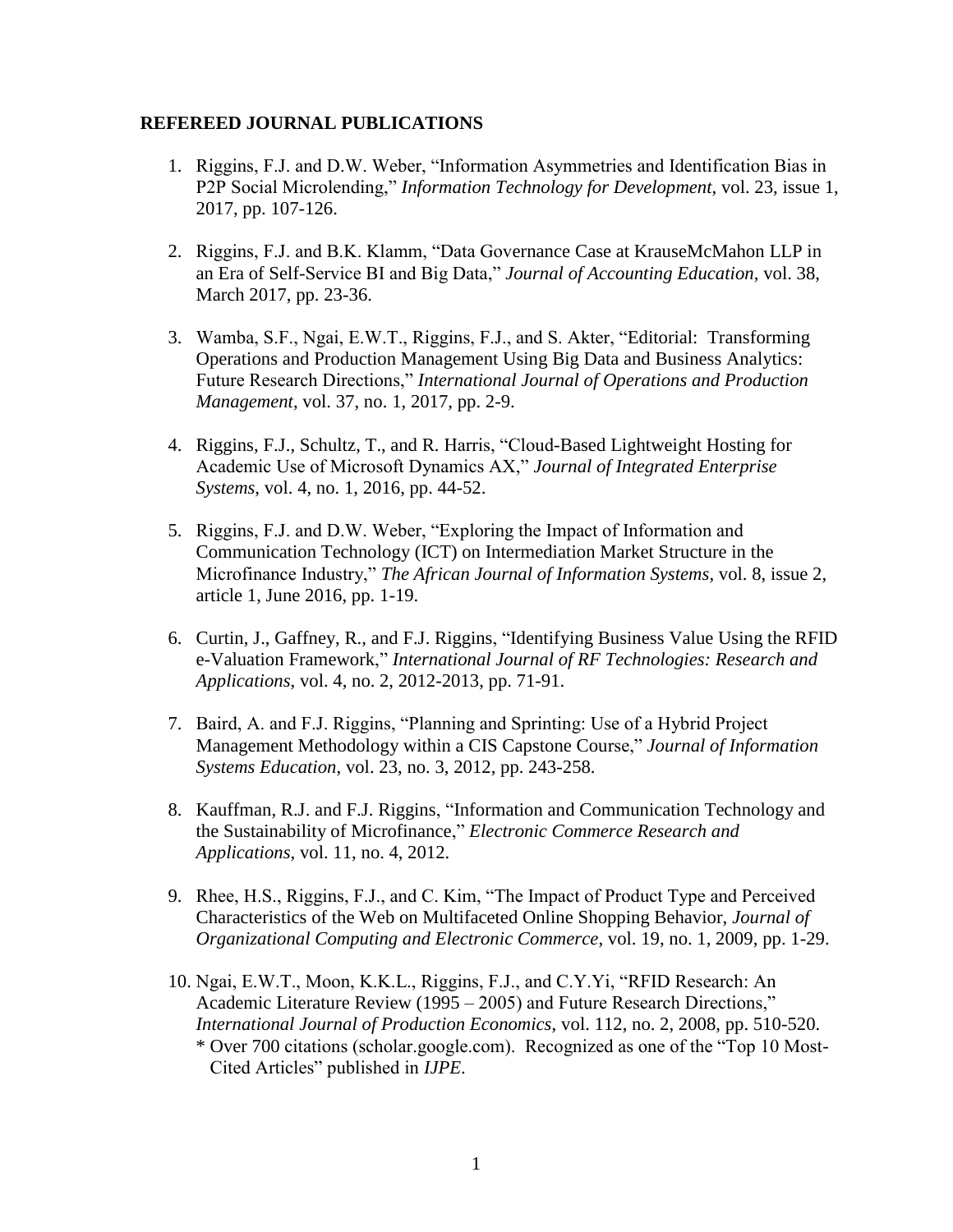## REFEREED JOURNAL PUBLICATIONS

1. Riggins, F.J. and D.W. Weber, "Information Asymmetries and Identification Bias in P2P Social Microlending," *Information Technology for Development*, vol. 23, issue 1, 2017, pp. 107-126.

2. Riggins, F.J. and B.K. Klamm, "Data Governance Case at KrauseMcMahon LLP in an Era of Self-Service BI and Big Data," *Journal of Accounting Education*, vol. 38, March 2017, pp. 23-36.

3. Wamba, S.F., Ngai, E.W.T., Riggins, F.J., and S. Akter, "Editorial: Transforming Operations and Production Management Using Big Data and Business Analytics: Future Research Directions," *International Journal of Operations and Production Management*, vol. 37, no. 1, 2017, pp. 2-9.

4. Riggins, F.J., Schultz, T., and R. Harris, "Cloud-Based Lightweight Hosting for Academic Use of Microsoft Dynamics AX," *Journal of Integrated Enterprise Systems*, vol. 4, no. 1, 2016, pp. 44-52.

5. Riggins, F.J. and D.W. Weber, "Exploring the Impact of Information and Communication Technology (ICT) on Intermediation Market Structure in the Microfinance Industry," *The African Journal of Information Systems*, vol. 8, issue 2, article 1, June 2016, pp. 1-19.

6. Curtin, J., Gaffney, R., and F.J. Riggins, "Identifying Business Value Using the RFID e-Valuation Framework," *International Journal of RF Technologies: Research and Applications*, vol. 4, no. 2, 2012-2013, pp. 71-91.

7. Baird, A. and F.J. Riggins, "Planning and Sprinting: Use of a Hybrid Project Management Methodology within a CIS Capstone Course," *Journal of Information Systems Education*, vol. 23, no. 3, 2012, pp. 243-258.

8. Kauffman, R.J. and F.J. Riggins, "Information and Communication Technology and the Sustainability of Microfinance," *Electronic Commerce Research and Applications*, vol. 11, no. 4, 2012.

9. Rhee, H.S., Riggins, F.J., and C. Kim, "The Impact of Product Type and Perceived Characteristics of the Web on Multifaceted Online Shopping Behavior, *Journal of Organizational Computing and Electronic Commerce*, vol. 19, no. 1, 2009, pp. 1-29.

10. Ngai, E.W.T., Moon, K.K.L., Riggins, F.J., and C.Y.Yi, "RFID Research: An Academic Literature Review (1995 – 2005) and Future Research Directions," *International Journal of Production Economics*, vol. 112, no. 2, 2008, pp. 510-520.
    * Over 700 citations (scholar.google.com). Recognized as one of the "Top 10 Most-Cited Articles" published in *IJPE*.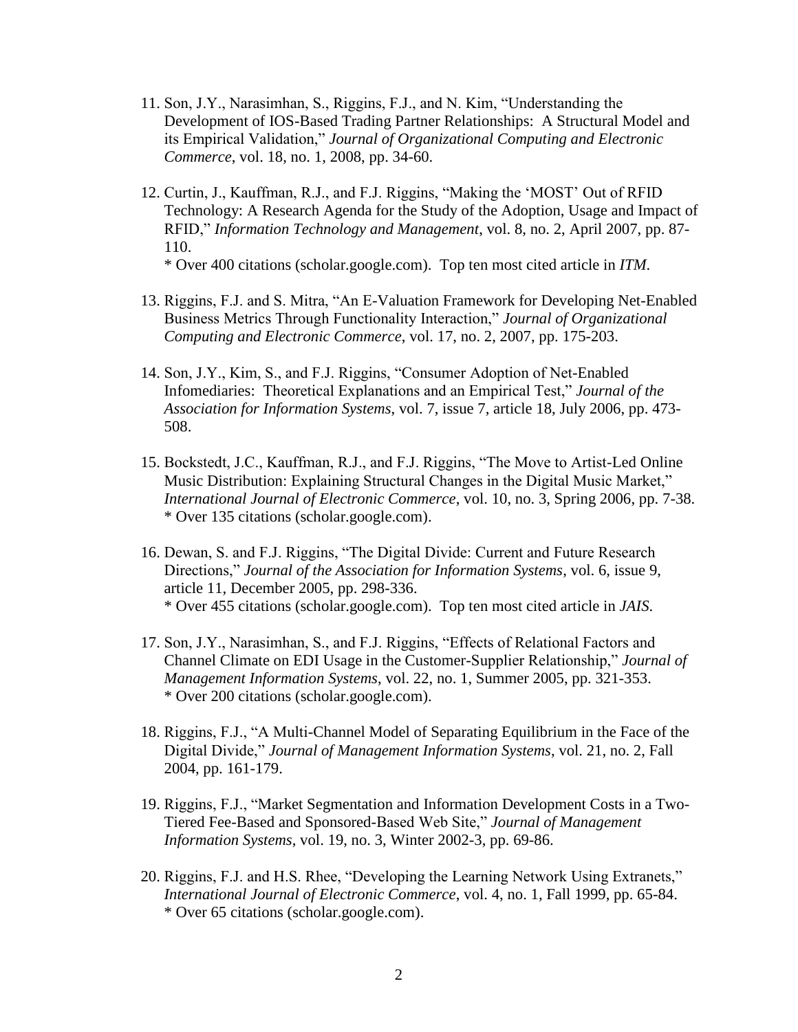11. Son, J.Y., Narasimhan, S., Riggins, F.J., and N. Kim, "Understanding the Development of IOS-Based Trading Partner Relationships: A Structural Model and its Empirical Validation," *Journal of Organizational Computing and Electronic Commerce*, vol. 18, no. 1, 2008, pp. 34-60.

12. Curtin, J., Kauffman, R.J., and F.J. Riggins, "Making the 'MOST' Out of RFID Technology: A Research Agenda for the Study of the Adoption, Usage and Impact of RFID," *Information Technology and Management*, vol. 8, no. 2, April 2007, pp. 87-110.
    * Over 400 citations (scholar.google.com). Top ten most cited article in *ITM*.

13. Riggins, F.J. and S. Mitra, "An E-Valuation Framework for Developing Net-Enabled Business Metrics Through Functionality Interaction," *Journal of Organizational Computing and Electronic Commerce*, vol. 17, no. 2, 2007, pp. 175-203.

14. Son, J.Y., Kim, S., and F.J. Riggins, "Consumer Adoption of Net-Enabled Infomediaries: Theoretical Explanations and an Empirical Test," *Journal of the Association for Information Systems*, vol. 7, issue 7, article 18, July 2006, pp. 473-508.

15. Bockstedt, J.C., Kauffman, R.J., and F.J. Riggins, "The Move to Artist-Led Online Music Distribution: Explaining Structural Changes in the Digital Music Market," *International Journal of Electronic Commerce*, vol. 10, no. 3, Spring 2006, pp. 7-38.
    * Over 135 citations (scholar.google.com).

16. Dewan, S. and F.J. Riggins, "The Digital Divide: Current and Future Research Directions," *Journal of the Association for Information Systems*, vol. 6, issue 9, article 11, December 2005, pp. 298-336.
    * Over 455 citations (scholar.google.com). Top ten most cited article in *JAIS*.

17. Son, J.Y., Narasimhan, S., and F.J. Riggins, "Effects of Relational Factors and Channel Climate on EDI Usage in the Customer-Supplier Relationship," *Journal of Management Information Systems*, vol. 22, no. 1, Summer 2005, pp. 321-353.
    * Over 200 citations (scholar.google.com).

18. Riggins, F.J., "A Multi-Channel Model of Separating Equilibrium in the Face of the Digital Divide," *Journal of Management Information Systems*, vol. 21, no. 2, Fall 2004, pp. 161-179.

19. Riggins, F.J., "Market Segmentation and Information Development Costs in a Two-Tiered Fee-Based and Sponsored-Based Web Site," *Journal of Management Information Systems*, vol. 19, no. 3, Winter 2002-3, pp. 69-86.

20. Riggins, F.J. and H.S. Rhee, "Developing the Learning Network Using Extranets," *International Journal of Electronic Commerce*, vol. 4, no. 1, Fall 1999, pp. 65-84.
    * Over 65 citations (scholar.google.com).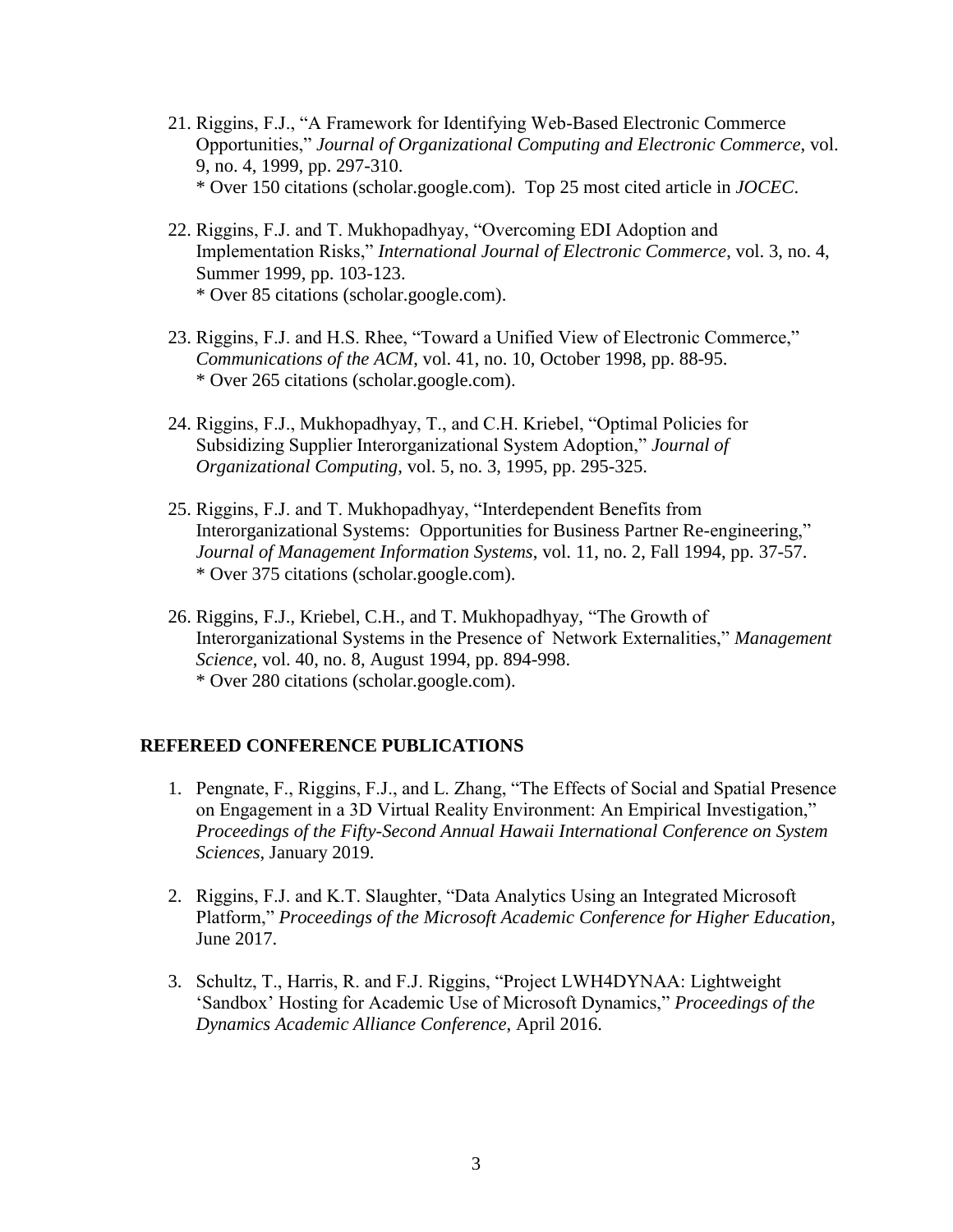21. Riggins, F.J., "A Framework for Identifying Web-Based Electronic Commerce Opportunities," *Journal of Organizational Computing and Electronic Commerce*, vol. 9, no. 4, 1999, pp. 297-310.
    * Over 150 citations (scholar.google.com). Top 25 most cited article in *JOCEC*.

22. Riggins, F.J. and T. Mukhopadhyay, "Overcoming EDI Adoption and Implementation Risks," *International Journal of Electronic Commerce*, vol. 3, no. 4, Summer 1999, pp. 103-123.
    * Over 85 citations (scholar.google.com).

23. Riggins, F.J. and H.S. Rhee, "Toward a Unified View of Electronic Commerce," *Communications of the ACM*, vol. 41, no. 10, October 1998, pp. 88-95.
    * Over 265 citations (scholar.google.com).

24. Riggins, F.J., Mukhopadhyay, T., and C.H. Kriebel, "Optimal Policies for Subsidizing Supplier Interorganizational System Adoption," *Journal of Organizational Computing*, vol. 5, no. 3, 1995, pp. 295-325.

25. Riggins, F.J. and T. Mukhopadhyay, "Interdependent Benefits from Interorganizational Systems: Opportunities for Business Partner Re-engineering," *Journal of Management Information Systems*, vol. 11, no. 2, Fall 1994, pp. 37-57.
    * Over 375 citations (scholar.google.com).

26. Riggins, F.J., Kriebel, C.H., and T. Mukhopadhyay, "The Growth of Interorganizational Systems in the Presence of Network Externalities," *Management Science*, vol. 40, no. 8, August 1994, pp. 894-998.
    * Over 280 citations (scholar.google.com).

## REFEREED CONFERENCE PUBLICATIONS

1. Pengnate, F., Riggins, F.J., and L. Zhang, "The Effects of Social and Spatial Presence on Engagement in a 3D Virtual Reality Environment: An Empirical Investigation," *Proceedings of the Fifty-Second Annual Hawaii International Conference on System Sciences*, January 2019.

2. Riggins, F.J. and K.T. Slaughter, "Data Analytics Using an Integrated Microsoft Platform," *Proceedings of the Microsoft Academic Conference for Higher Education*, June 2017.

3. Schultz, T., Harris, R. and F.J. Riggins, "Project LWH4DYNAA: Lightweight 'Sandbox' Hosting for Academic Use of Microsoft Dynamics," *Proceedings of the Dynamics Academic Alliance Conference*, April 2016.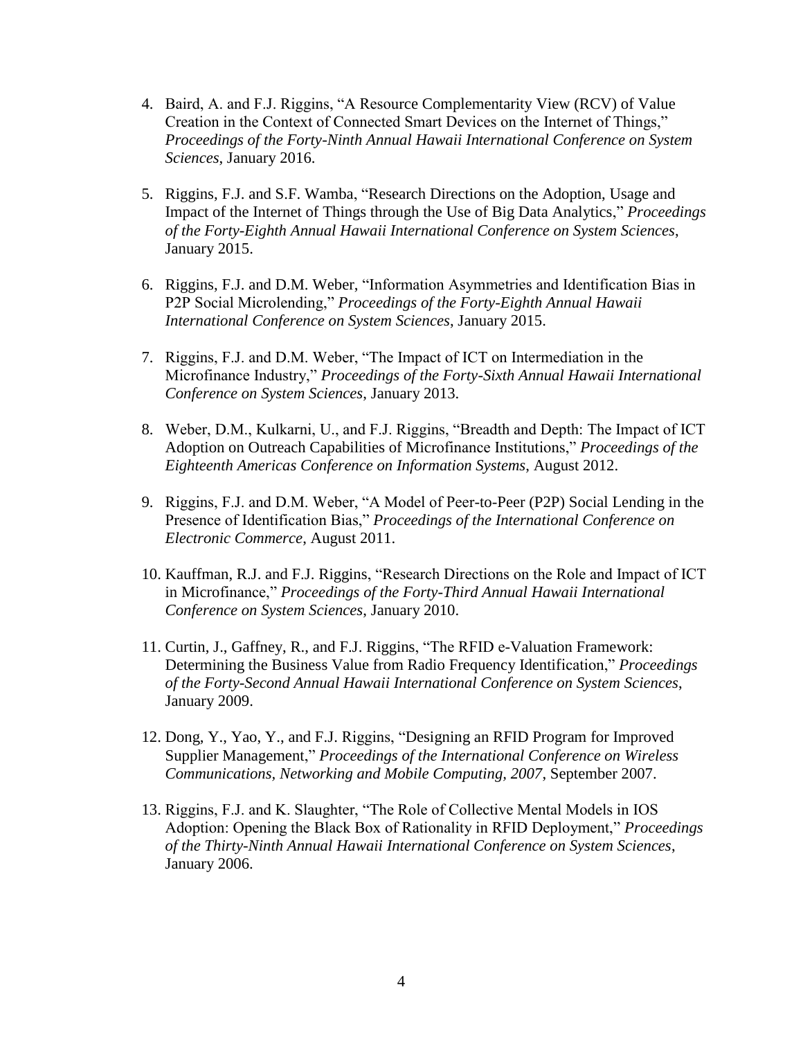4. Baird, A. and F.J. Riggins, "A Resource Complementarity View (RCV) of Value Creation in the Context of Connected Smart Devices on the Internet of Things," *Proceedings of the Forty-Ninth Annual Hawaii International Conference on System Sciences*, January 2016.

5. Riggins, F.J. and S.F. Wamba, "Research Directions on the Adoption, Usage and Impact of the Internet of Things through the Use of Big Data Analytics," *Proceedings of the Forty-Eighth Annual Hawaii International Conference on System Sciences*, January 2015.

6. Riggins, F.J. and D.M. Weber, "Information Asymmetries and Identification Bias in P2P Social Microlending," *Proceedings of the Forty-Eighth Annual Hawaii International Conference on System Sciences*, January 2015.

7. Riggins, F.J. and D.M. Weber, "The Impact of ICT on Intermediation in the Microfinance Industry," *Proceedings of the Forty-Sixth Annual Hawaii International Conference on System Sciences*, January 2013.

8. Weber, D.M., Kulkarni, U., and F.J. Riggins, "Breadth and Depth: The Impact of ICT Adoption on Outreach Capabilities of Microfinance Institutions," *Proceedings of the Eighteenth Americas Conference on Information Systems*, August 2012.

9. Riggins, F.J. and D.M. Weber, "A Model of Peer-to-Peer (P2P) Social Lending in the Presence of Identification Bias," *Proceedings of the International Conference on Electronic Commerce*, August 2011.

10. Kauffman, R.J. and F.J. Riggins, "Research Directions on the Role and Impact of ICT in Microfinance," *Proceedings of the Forty-Third Annual Hawaii International Conference on System Sciences*, January 2010.

11. Curtin, J., Gaffney, R., and F.J. Riggins, "The RFID e-Valuation Framework: Determining the Business Value from Radio Frequency Identification," *Proceedings of the Forty-Second Annual Hawaii International Conference on System Sciences*, January 2009.

12. Dong, Y., Yao, Y., and F.J. Riggins, "Designing an RFID Program for Improved Supplier Management," *Proceedings of the International Conference on Wireless Communications, Networking and Mobile Computing, 2007*, September 2007.

13. Riggins, F.J. and K. Slaughter, "The Role of Collective Mental Models in IOS Adoption: Opening the Black Box of Rationality in RFID Deployment," *Proceedings of the Thirty-Ninth Annual Hawaii International Conference on System Sciences*, January 2006.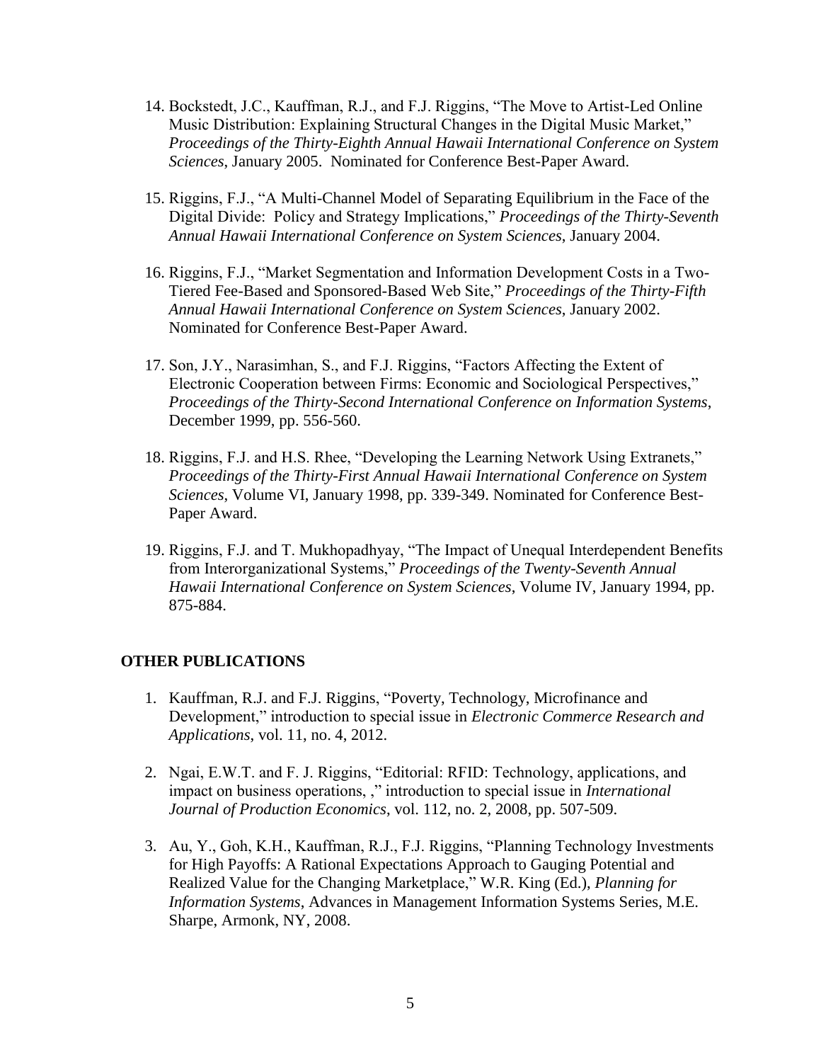14. Bockstedt, J.C., Kauffman, R.J., and F.J. Riggins, "The Move to Artist-Led Online Music Distribution: Explaining Structural Changes in the Digital Music Market," *Proceedings of the Thirty-Eighth Annual Hawaii International Conference on System Sciences*, January 2005. Nominated for Conference Best-Paper Award.

15. Riggins, F.J., "A Multi-Channel Model of Separating Equilibrium in the Face of the Digital Divide: Policy and Strategy Implications," *Proceedings of the Thirty-Seventh Annual Hawaii International Conference on System Sciences*, January 2004.

16. Riggins, F.J., "Market Segmentation and Information Development Costs in a Two-Tiered Fee-Based and Sponsored-Based Web Site," *Proceedings of the Thirty-Fifth Annual Hawaii International Conference on System Sciences*, January 2002. Nominated for Conference Best-Paper Award.

17. Son, J.Y., Narasimhan, S., and F.J. Riggins, "Factors Affecting the Extent of Electronic Cooperation between Firms: Economic and Sociological Perspectives," *Proceedings of the Thirty-Second International Conference on Information Systems*, December 1999, pp. 556-560.

18. Riggins, F.J. and H.S. Rhee, "Developing the Learning Network Using Extranets," *Proceedings of the Thirty-First Annual Hawaii International Conference on System Sciences*, Volume VI, January 1998, pp. 339-349. Nominated for Conference Best-Paper Award.

19. Riggins, F.J. and T. Mukhopadhyay, "The Impact of Unequal Interdependent Benefits from Interorganizational Systems," *Proceedings of the Twenty-Seventh Annual Hawaii International Conference on System Sciences*, Volume IV, January 1994, pp. 875-884.

## OTHER PUBLICATIONS

1. Kauffman, R.J. and F.J. Riggins, "Poverty, Technology, Microfinance and Development," introduction to special issue in *Electronic Commerce Research and Applications*, vol. 11, no. 4, 2012.

2. Ngai, E.W.T. and F. J. Riggins, "Editorial: RFID: Technology, applications, and impact on business operations, ," introduction to special issue in *International Journal of Production Economics*, vol. 112, no. 2, 2008, pp. 507-509.

3. Au, Y., Goh, K.H., Kauffman, R.J., F.J. Riggins, "Planning Technology Investments for High Payoffs: A Rational Expectations Approach to Gauging Potential and Realized Value for the Changing Marketplace," W.R. King (Ed.), *Planning for Information Systems*, Advances in Management Information Systems Series, M.E. Sharpe, Armonk, NY, 2008.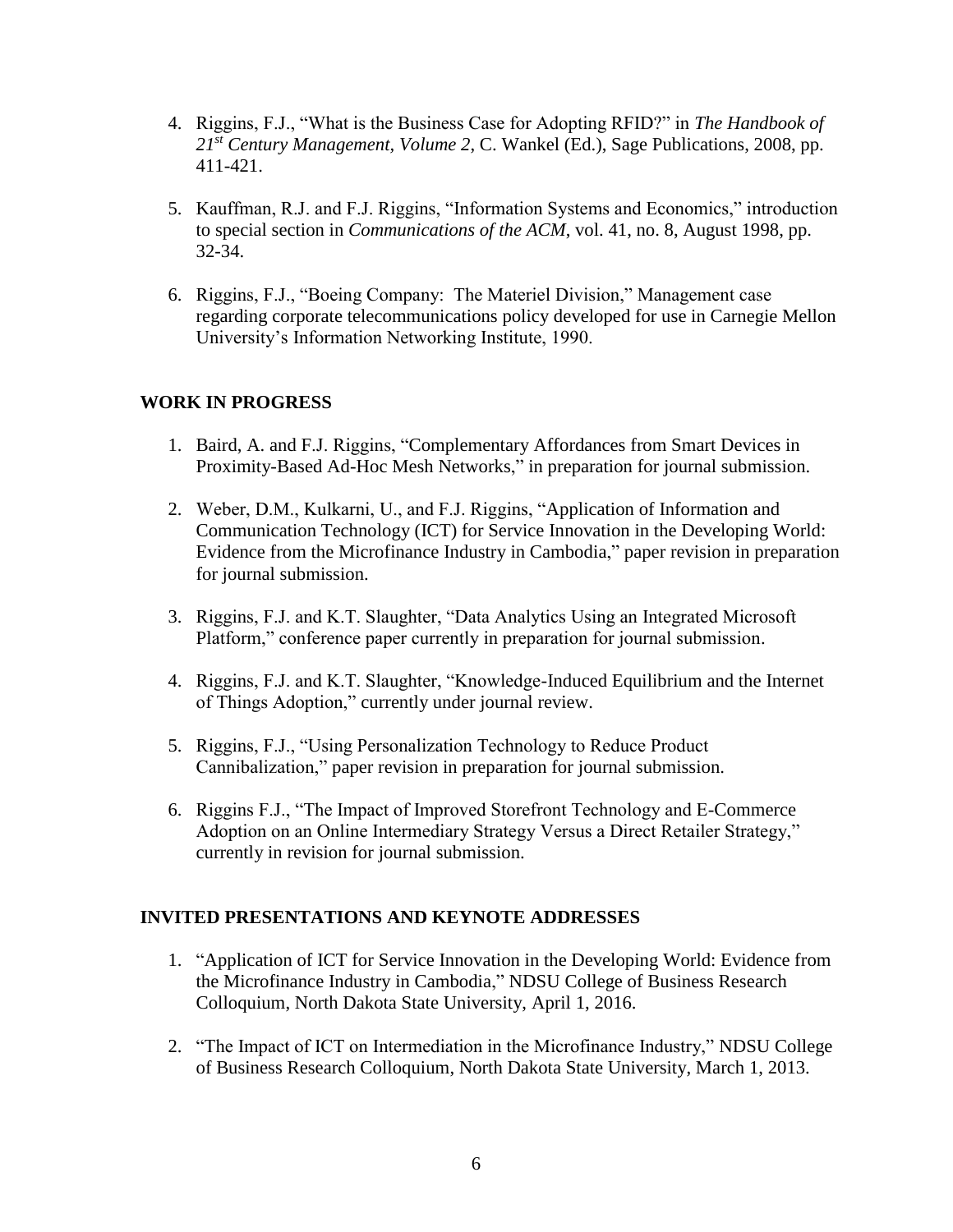4. Riggins, F.J., "What is the Business Case for Adopting RFID?" in *The Handbook of 21st Century Management, Volume 2*, C. Wankel (Ed.), Sage Publications, 2008, pp. 411-421.

5. Kauffman, R.J. and F.J. Riggins, "Information Systems and Economics," introduction to special section in *Communications of the ACM*, vol. 41, no. 8, August 1998, pp. 32-34.

6. Riggins, F.J., "Boeing Company: The Materiel Division," Management case regarding corporate telecommunications policy developed for use in Carnegie Mellon University's Information Networking Institute, 1990.

## WORK IN PROGRESS

1. Baird, A. and F.J. Riggins, "Complementary Affordances from Smart Devices in Proximity-Based Ad-Hoc Mesh Networks," in preparation for journal submission.

2. Weber, D.M., Kulkarni, U., and F.J. Riggins, "Application of Information and Communication Technology (ICT) for Service Innovation in the Developing World: Evidence from the Microfinance Industry in Cambodia," paper revision in preparation for journal submission.

3. Riggins, F.J. and K.T. Slaughter, "Data Analytics Using an Integrated Microsoft Platform," conference paper currently in preparation for journal submission.

4. Riggins, F.J. and K.T. Slaughter, "Knowledge-Induced Equilibrium and the Internet of Things Adoption," currently under journal review.

5. Riggins, F.J., "Using Personalization Technology to Reduce Product Cannibalization," paper revision in preparation for journal submission.

6. Riggins F.J., "The Impact of Improved Storefront Technology and E-Commerce Adoption on an Online Intermediary Strategy Versus a Direct Retailer Strategy," currently in revision for journal submission.

## INVITED PRESENTATIONS AND KEYNOTE ADDRESSES

1. "Application of ICT for Service Innovation in the Developing World: Evidence from the Microfinance Industry in Cambodia," NDSU College of Business Research Colloquium, North Dakota State University, April 1, 2016.

2. "The Impact of ICT on Intermediation in the Microfinance Industry," NDSU College of Business Research Colloquium, North Dakota State University, March 1, 2013.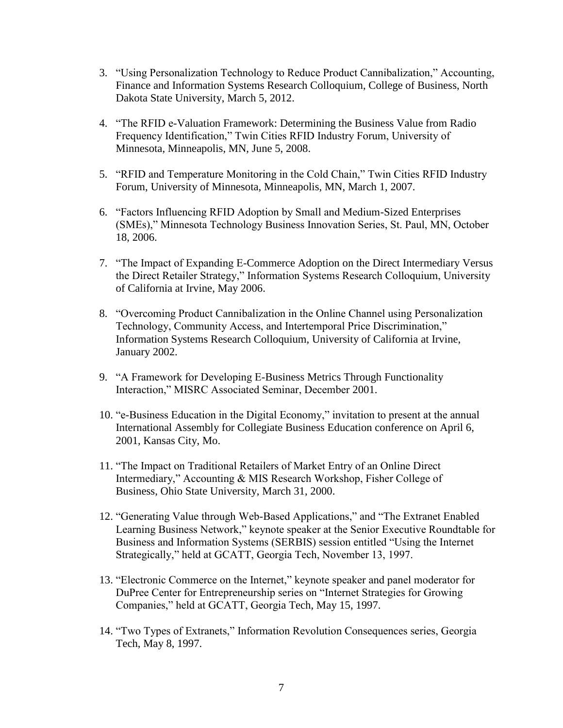3. "Using Personalization Technology to Reduce Product Cannibalization," Accounting, Finance and Information Systems Research Colloquium, College of Business, North Dakota State University, March 5, 2012.

4. "The RFID e-Valuation Framework: Determining the Business Value from Radio Frequency Identification," Twin Cities RFID Industry Forum, University of Minnesota, Minneapolis, MN, June 5, 2008.

5. "RFID and Temperature Monitoring in the Cold Chain," Twin Cities RFID Industry Forum, University of Minnesota, Minneapolis, MN, March 1, 2007.

6. "Factors Influencing RFID Adoption by Small and Medium-Sized Enterprises (SMEs)," Minnesota Technology Business Innovation Series, St. Paul, MN, October 18, 2006.

7. "The Impact of Expanding E-Commerce Adoption on the Direct Intermediary Versus the Direct Retailer Strategy," Information Systems Research Colloquium, University of California at Irvine, May 2006.

8. "Overcoming Product Cannibalization in the Online Channel using Personalization Technology, Community Access, and Intertemporal Price Discrimination," Information Systems Research Colloquium, University of California at Irvine, January 2002.

9. "A Framework for Developing E-Business Metrics Through Functionality Interaction," MISRC Associated Seminar, December 2001.

10. "e-Business Education in the Digital Economy," invitation to present at the annual International Assembly for Collegiate Business Education conference on April 6, 2001, Kansas City, Mo.

11. "The Impact on Traditional Retailers of Market Entry of an Online Direct Intermediary," Accounting & MIS Research Workshop, Fisher College of Business, Ohio State University, March 31, 2000.

12. "Generating Value through Web-Based Applications," and "The Extranet Enabled Learning Business Network," keynote speaker at the Senior Executive Roundtable for Business and Information Systems (SERBIS) session entitled "Using the Internet Strategically," held at GCATT, Georgia Tech, November 13, 1997.

13. "Electronic Commerce on the Internet," keynote speaker and panel moderator for DuPree Center for Entrepreneurship series on "Internet Strategies for Growing Companies," held at GCATT, Georgia Tech, May 15, 1997.

14. "Two Types of Extranets," Information Revolution Consequences series, Georgia Tech, May 8, 1997.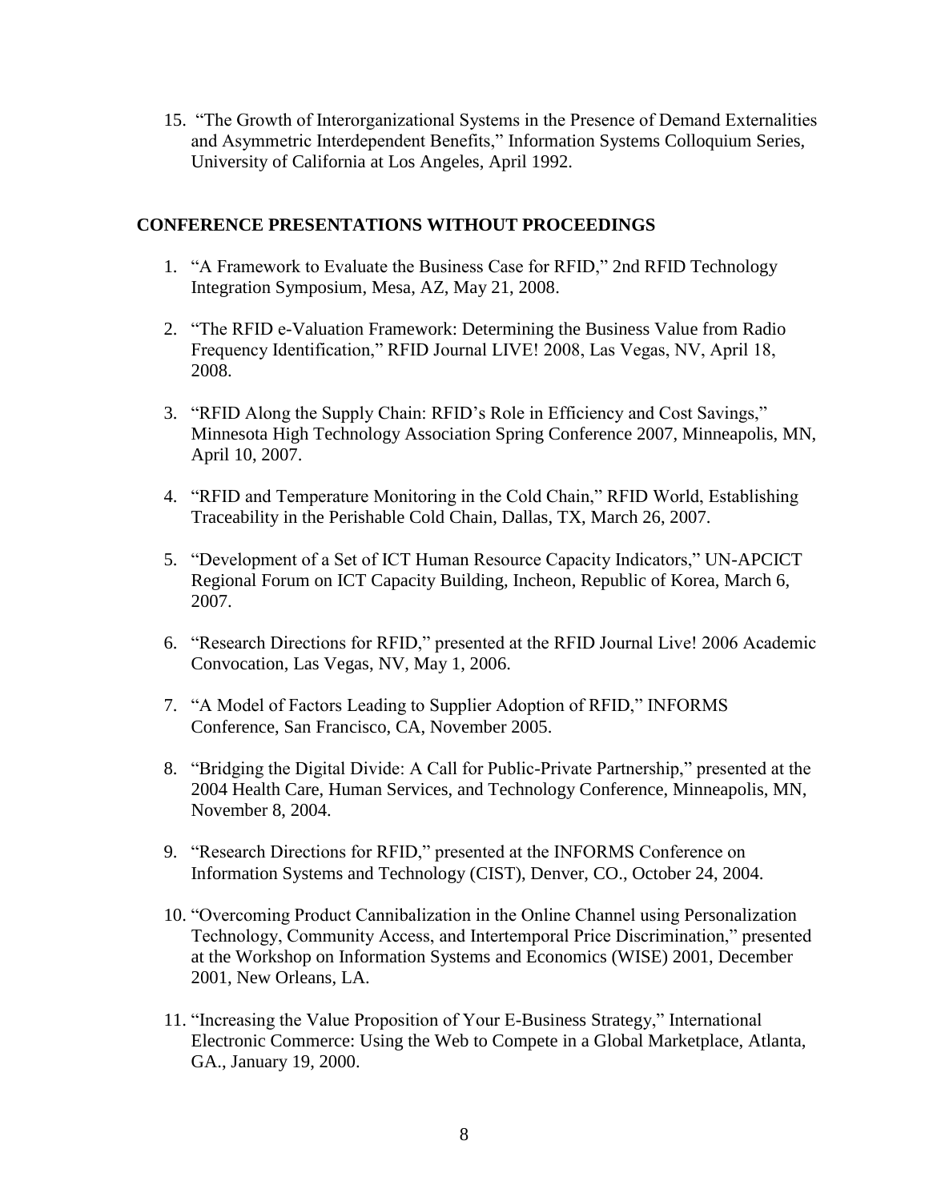15. "The Growth of Interorganizational Systems in the Presence of Demand Externalities and Asymmetric Interdependent Benefits," Information Systems Colloquium Series, University of California at Los Angeles, April 1992.

## CONFERENCE PRESENTATIONS WITHOUT PROCEEDINGS

1. "A Framework to Evaluate the Business Case for RFID," 2nd RFID Technology Integration Symposium, Mesa, AZ, May 21, 2008.

2. "The RFID e-Valuation Framework: Determining the Business Value from Radio Frequency Identification," RFID Journal LIVE! 2008, Las Vegas, NV, April 18, 2008.

3. "RFID Along the Supply Chain: RFID's Role in Efficiency and Cost Savings," Minnesota High Technology Association Spring Conference 2007, Minneapolis, MN, April 10, 2007.

4. "RFID and Temperature Monitoring in the Cold Chain," RFID World, Establishing Traceability in the Perishable Cold Chain, Dallas, TX, March 26, 2007.

5. "Development of a Set of ICT Human Resource Capacity Indicators," UN-APCICT Regional Forum on ICT Capacity Building, Incheon, Republic of Korea, March 6, 2007.

6. "Research Directions for RFID," presented at the RFID Journal Live! 2006 Academic Convocation, Las Vegas, NV, May 1, 2006.

7. "A Model of Factors Leading to Supplier Adoption of RFID," INFORMS Conference, San Francisco, CA, November 2005.

8. "Bridging the Digital Divide: A Call for Public-Private Partnership," presented at the 2004 Health Care, Human Services, and Technology Conference, Minneapolis, MN, November 8, 2004.

9. "Research Directions for RFID," presented at the INFORMS Conference on Information Systems and Technology (CIST), Denver, CO., October 24, 2004.

10. "Overcoming Product Cannibalization in the Online Channel using Personalization Technology, Community Access, and Intertemporal Price Discrimination," presented at the Workshop on Information Systems and Economics (WISE) 2001, December 2001, New Orleans, LA.

11. "Increasing the Value Proposition of Your E-Business Strategy," International Electronic Commerce: Using the Web to Compete in a Global Marketplace, Atlanta, GA., January 19, 2000.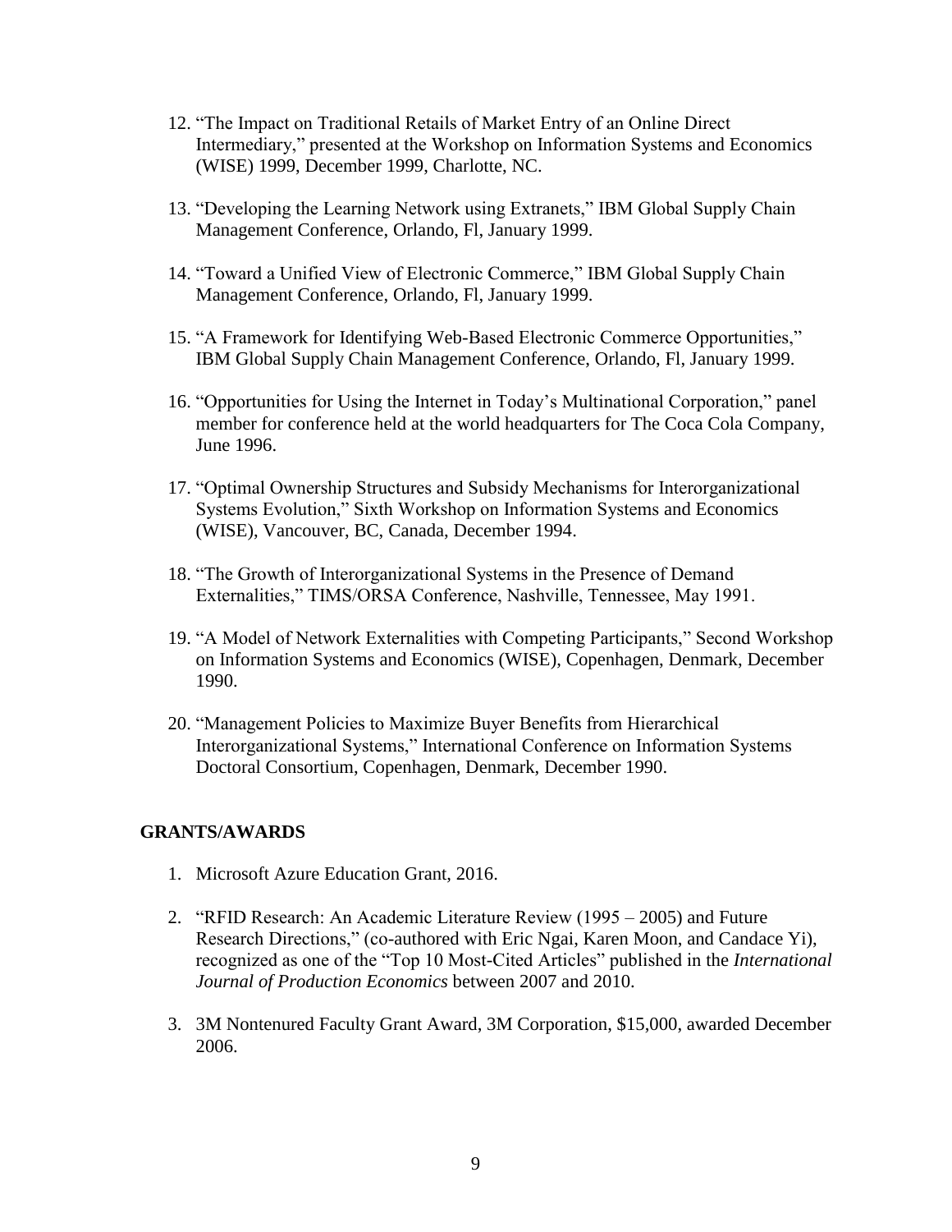12. "The Impact on Traditional Retails of Market Entry of an Online Direct Intermediary," presented at the Workshop on Information Systems and Economics (WISE) 1999, December 1999, Charlotte, NC.

13. "Developing the Learning Network using Extranets," IBM Global Supply Chain Management Conference, Orlando, Fl, January 1999.

14. "Toward a Unified View of Electronic Commerce," IBM Global Supply Chain Management Conference, Orlando, Fl, January 1999.

15. "A Framework for Identifying Web-Based Electronic Commerce Opportunities," IBM Global Supply Chain Management Conference, Orlando, Fl, January 1999.

16. "Opportunities for Using the Internet in Today's Multinational Corporation," panel member for conference held at the world headquarters for The Coca Cola Company, June 1996.

17. "Optimal Ownership Structures and Subsidy Mechanisms for Interorganizational Systems Evolution," Sixth Workshop on Information Systems and Economics (WISE), Vancouver, BC, Canada, December 1994.

18. "The Growth of Interorganizational Systems in the Presence of Demand Externalities," TIMS/ORSA Conference, Nashville, Tennessee, May 1991.

19. "A Model of Network Externalities with Competing Participants," Second Workshop on Information Systems and Economics (WISE), Copenhagen, Denmark, December 1990.

20. "Management Policies to Maximize Buyer Benefits from Hierarchical Interorganizational Systems," International Conference on Information Systems Doctoral Consortium, Copenhagen, Denmark, December 1990.

## GRANTS/AWARDS

1. Microsoft Azure Education Grant, 2016.

2. "RFID Research: An Academic Literature Review (1995 – 2005) and Future Research Directions," (co-authored with Eric Ngai, Karen Moon, and Candace Yi), recognized as one of the "Top 10 Most-Cited Articles" published in the *International Journal of Production Economics* between 2007 and 2010.

3. 3M Nontenured Faculty Grant Award, 3M Corporation, $15,000, awarded December 2006.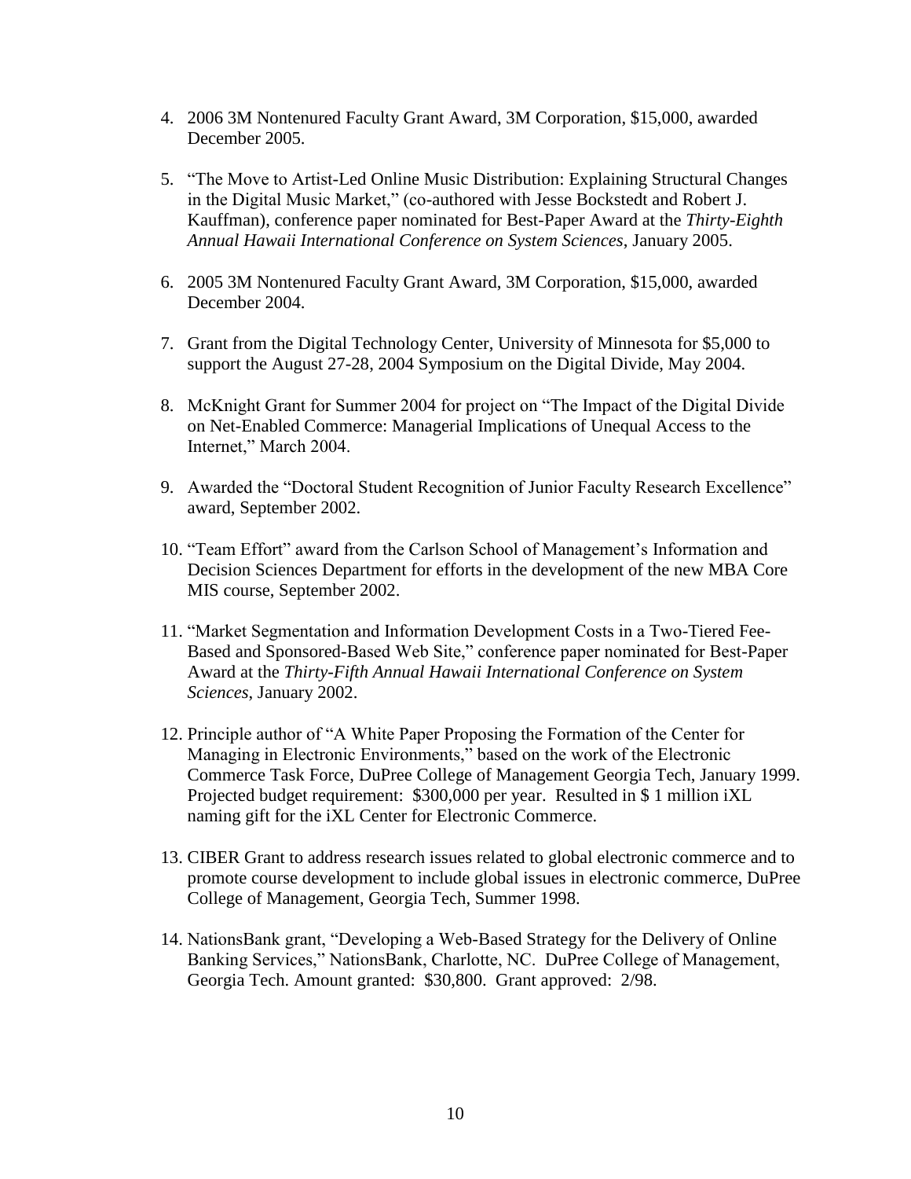4. 2006 3M Nontenured Faculty Grant Award, 3M Corporation, $15,000, awarded December 2005.

5. "The Move to Artist-Led Online Music Distribution: Explaining Structural Changes in the Digital Music Market," (co-authored with Jesse Bockstedt and Robert J. Kauffman), conference paper nominated for Best-Paper Award at the *Thirty-Eighth Annual Hawaii International Conference on System Sciences*, January 2005.

6. 2005 3M Nontenured Faculty Grant Award, 3M Corporation, $15,000, awarded December 2004.

7. Grant from the Digital Technology Center, University of Minnesota for $5,000 to support the August 27-28, 2004 Symposium on the Digital Divide, May 2004.

8. McKnight Grant for Summer 2004 for project on "The Impact of the Digital Divide on Net-Enabled Commerce: Managerial Implications of Unequal Access to the Internet," March 2004.

9. Awarded the "Doctoral Student Recognition of Junior Faculty Research Excellence" award, September 2002.

10. "Team Effort" award from the Carlson School of Management's Information and Decision Sciences Department for efforts in the development of the new MBA Core MIS course, September 2002.

11. "Market Segmentation and Information Development Costs in a Two-Tiered Fee-Based and Sponsored-Based Web Site," conference paper nominated for Best-Paper Award at the *Thirty-Fifth Annual Hawaii International Conference on System Sciences*, January 2002.

12. Principle author of "A White Paper Proposing the Formation of the Center for Managing in Electronic Environments," based on the work of the Electronic Commerce Task Force, DuPree College of Management Georgia Tech, January 1999. Projected budget requirement: $300,000 per year. Resulted in $ 1 million iXL naming gift for the iXL Center for Electronic Commerce.

13. CIBER Grant to address research issues related to global electronic commerce and to promote course development to include global issues in electronic commerce, DuPree College of Management, Georgia Tech, Summer 1998.

14. NationsBank grant, "Developing a Web-Based Strategy for the Delivery of Online Banking Services," NationsBank, Charlotte, NC. DuPree College of Management, Georgia Tech. Amount granted: $30,800. Grant approved: 2/98.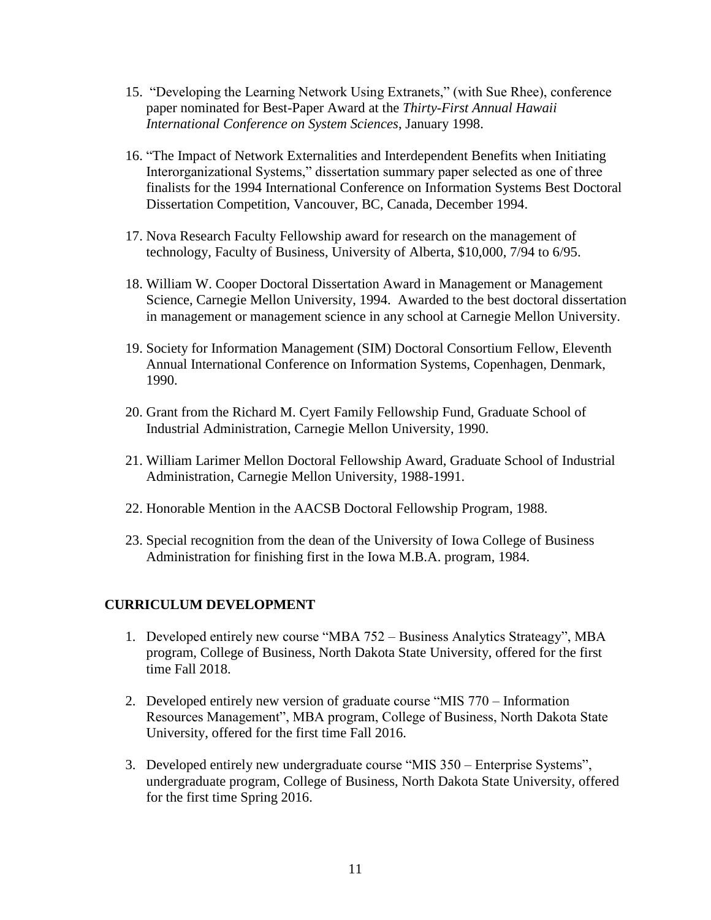15. "Developing the Learning Network Using Extranets," (with Sue Rhee), conference paper nominated for Best-Paper Award at the *Thirty-First Annual Hawaii International Conference on System Sciences*, January 1998.

16. "The Impact of Network Externalities and Interdependent Benefits when Initiating Interorganizational Systems," dissertation summary paper selected as one of three finalists for the 1994 International Conference on Information Systems Best Doctoral Dissertation Competition, Vancouver, BC, Canada, December 1994.

17. Nova Research Faculty Fellowship award for research on the management of technology, Faculty of Business, University of Alberta, $10,000, 7/94 to 6/95.

18. William W. Cooper Doctoral Dissertation Award in Management or Management Science, Carnegie Mellon University, 1994. Awarded to the best doctoral dissertation in management or management science in any school at Carnegie Mellon University.

19. Society for Information Management (SIM) Doctoral Consortium Fellow, Eleventh Annual International Conference on Information Systems, Copenhagen, Denmark, 1990.

20. Grant from the Richard M. Cyert Family Fellowship Fund, Graduate School of Industrial Administration, Carnegie Mellon University, 1990.

21. William Larimer Mellon Doctoral Fellowship Award, Graduate School of Industrial Administration, Carnegie Mellon University, 1988-1991.

22. Honorable Mention in the AACSB Doctoral Fellowship Program, 1988.

23. Special recognition from the dean of the University of Iowa College of Business Administration for finishing first in the Iowa M.B.A. program, 1984.

## CURRICULUM DEVELOPMENT

1. Developed entirely new course "MBA 752 – Business Analytics Strateagy", MBA program, College of Business, North Dakota State University, offered for the first time Fall 2018.

2. Developed entirely new version of graduate course "MIS 770 – Information Resources Management", MBA program, College of Business, North Dakota State University, offered for the first time Fall 2016.

3. Developed entirely new undergraduate course "MIS 350 – Enterprise Systems", undergraduate program, College of Business, North Dakota State University, offered for the first time Spring 2016.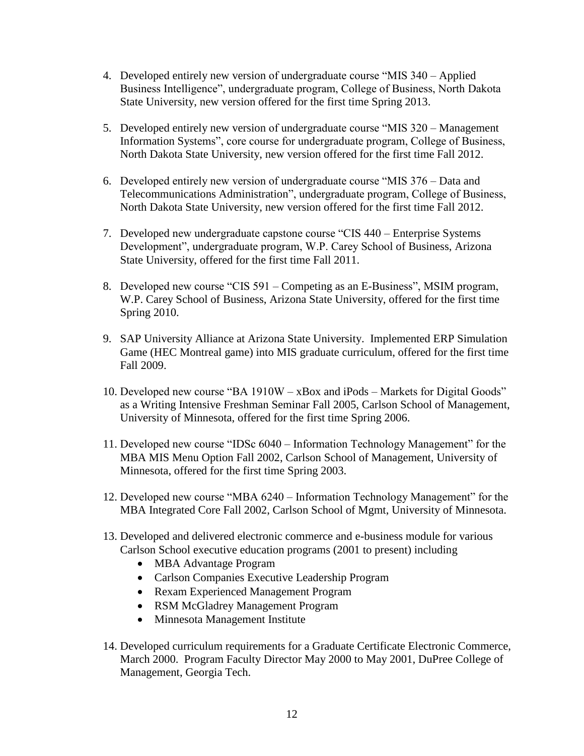4. Developed entirely new version of undergraduate course "MIS 340 – Applied Business Intelligence", undergraduate program, College of Business, North Dakota State University, new version offered for the first time Spring 2013.

5. Developed entirely new version of undergraduate course "MIS 320 – Management Information Systems", core course for undergraduate program, College of Business, North Dakota State University, new version offered for the first time Fall 2012.

6. Developed entirely new version of undergraduate course "MIS 376 – Data and Telecommunications Administration", undergraduate program, College of Business, North Dakota State University, new version offered for the first time Fall 2012.

7. Developed new undergraduate capstone course "CIS 440 – Enterprise Systems Development", undergraduate program, W.P. Carey School of Business, Arizona State University, offered for the first time Fall 2011.

8. Developed new course "CIS 591 – Competing as an E-Business", MSIM program, W.P. Carey School of Business, Arizona State University, offered for the first time Spring 2010.

9. SAP University Alliance at Arizona State University. Implemented ERP Simulation Game (HEC Montreal game) into MIS graduate curriculum, offered for the first time Fall 2009.

10. Developed new course "BA 1910W – xBox and iPods – Markets for Digital Goods" as a Writing Intensive Freshman Seminar Fall 2005, Carlson School of Management, University of Minnesota, offered for the first time Spring 2006.

11. Developed new course "IDSc 6040 – Information Technology Management" for the MBA MIS Menu Option Fall 2002, Carlson School of Management, University of Minnesota, offered for the first time Spring 2003.

12. Developed new course "MBA 6240 – Information Technology Management" for the MBA Integrated Core Fall 2002, Carlson School of Mgmt, University of Minnesota.

13. Developed and delivered electronic commerce and e-business module for various Carlson School executive education programs (2001 to present) including
    - MBA Advantage Program
    - Carlson Companies Executive Leadership Program
    - Rexam Experienced Management Program
    - RSM McGladrey Management Program
    - Minnesota Management Institute

14. Developed curriculum requirements for a Graduate Certificate Electronic Commerce, March 2000. Program Faculty Director May 2000 to May 2001, DuPree College of Management, Georgia Tech.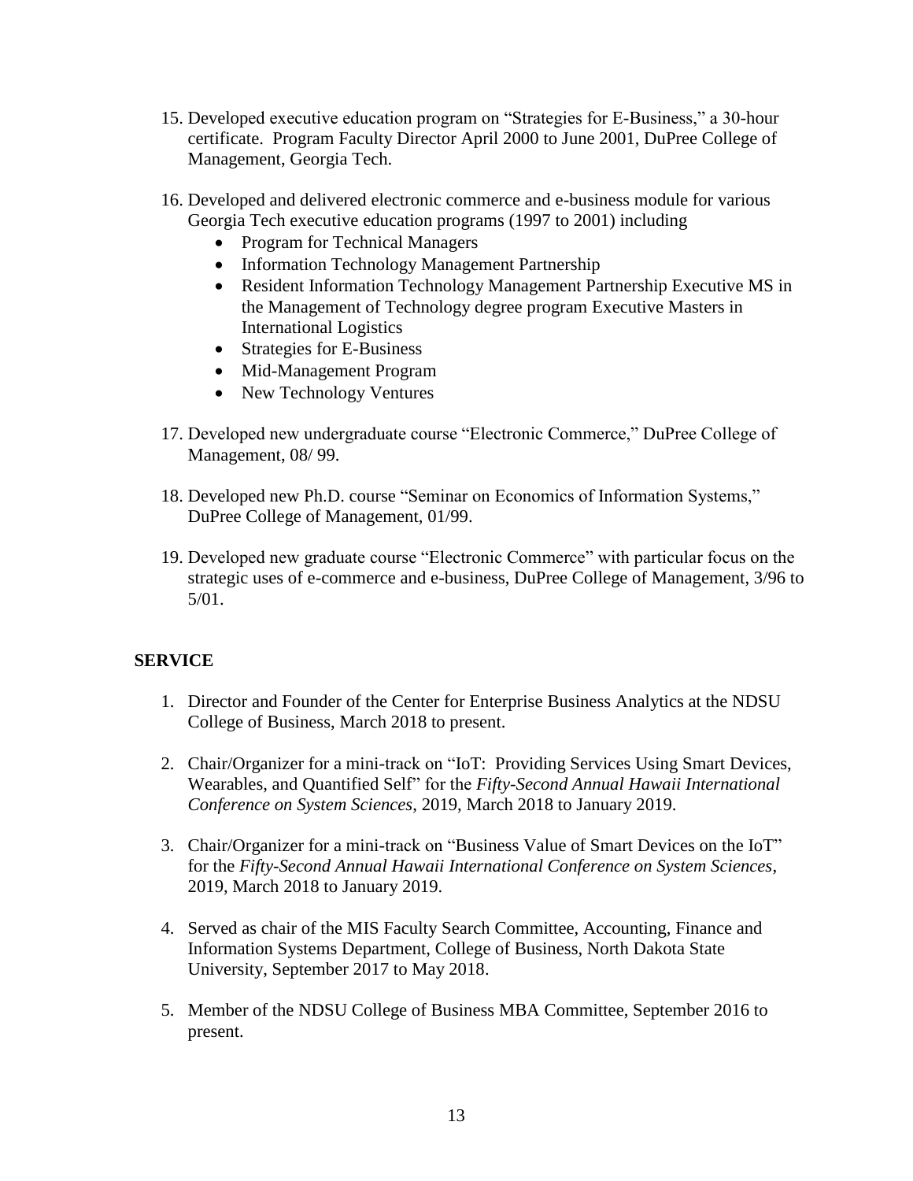15. Developed executive education program on "Strategies for E-Business," a 30-hour certificate. Program Faculty Director April 2000 to June 2001, DuPree College of Management, Georgia Tech.

16. Developed and delivered electronic commerce and e-business module for various Georgia Tech executive education programs (1997 to 2001) including
    - Program for Technical Managers
    - Information Technology Management Partnership
    - Resident Information Technology Management Partnership Executive MS in the Management of Technology degree program Executive Masters in International Logistics
    - Strategies for E-Business
    - Mid-Management Program
    - New Technology Ventures

17. Developed new undergraduate course "Electronic Commerce," DuPree College of Management, 08/ 99.

18. Developed new Ph.D. course "Seminar on Economics of Information Systems," DuPree College of Management, 01/99.

19. Developed new graduate course "Electronic Commerce" with particular focus on the strategic uses of e-commerce and e-business, DuPree College of Management, 3/96 to 5/01.

## SERVICE

1. Director and Founder of the Center for Enterprise Business Analytics at the NDSU College of Business, March 2018 to present.

2. Chair/Organizer for a mini-track on "IoT: Providing Services Using Smart Devices, Wearables, and Quantified Self" for the *Fifty-Second Annual Hawaii International Conference on System Sciences*, 2019, March 2018 to January 2019.

3. Chair/Organizer for a mini-track on "Business Value of Smart Devices on the IoT" for the *Fifty-Second Annual Hawaii International Conference on System Sciences*, 2019, March 2018 to January 2019.

4. Served as chair of the MIS Faculty Search Committee, Accounting, Finance and Information Systems Department, College of Business, North Dakota State University, September 2017 to May 2018.

5. Member of the NDSU College of Business MBA Committee, September 2016 to present.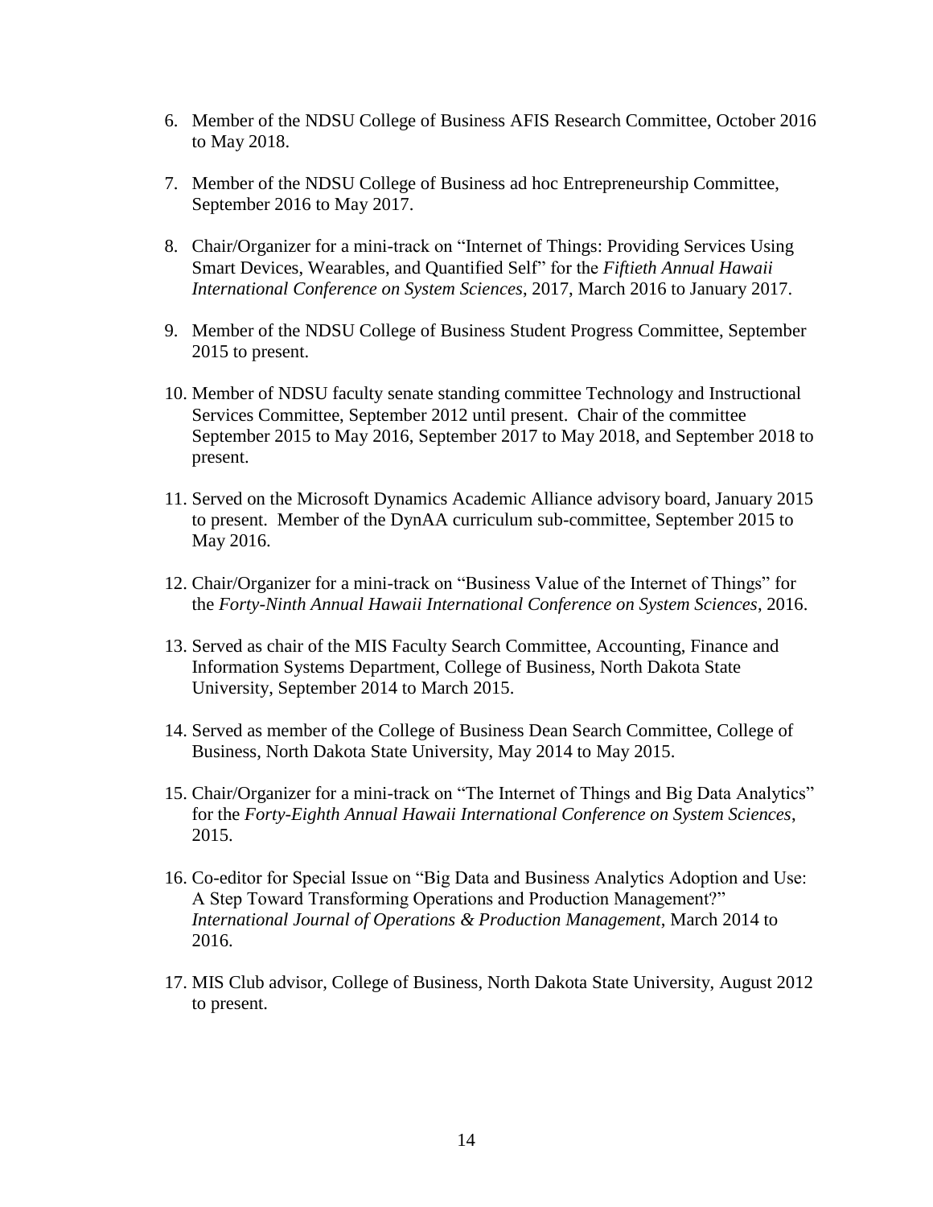6. Member of the NDSU College of Business AFIS Research Committee, October 2016 to May 2018.

7. Member of the NDSU College of Business ad hoc Entrepreneurship Committee, September 2016 to May 2017.

8. Chair/Organizer for a mini-track on "Internet of Things: Providing Services Using Smart Devices, Wearables, and Quantified Self" for the *Fiftieth Annual Hawaii International Conference on System Sciences*, 2017, March 2016 to January 2017.

9. Member of the NDSU College of Business Student Progress Committee, September 2015 to present.

10. Member of NDSU faculty senate standing committee Technology and Instructional Services Committee, September 2012 until present. Chair of the committee September 2015 to May 2016, September 2017 to May 2018, and September 2018 to present.

11. Served on the Microsoft Dynamics Academic Alliance advisory board, January 2015 to present. Member of the DynAA curriculum sub-committee, September 2015 to May 2016.

12. Chair/Organizer for a mini-track on "Business Value of the Internet of Things" for the *Forty-Ninth Annual Hawaii International Conference on System Sciences*, 2016.

13. Served as chair of the MIS Faculty Search Committee, Accounting, Finance and Information Systems Department, College of Business, North Dakota State University, September 2014 to March 2015.

14. Served as member of the College of Business Dean Search Committee, College of Business, North Dakota State University, May 2014 to May 2015.

15. Chair/Organizer for a mini-track on "The Internet of Things and Big Data Analytics" for the *Forty-Eighth Annual Hawaii International Conference on System Sciences*, 2015.

16. Co-editor for Special Issue on "Big Data and Business Analytics Adoption and Use: A Step Toward Transforming Operations and Production Management?" *International Journal of Operations & Production Management*, March 2014 to 2016.

17. MIS Club advisor, College of Business, North Dakota State University, August 2012 to present.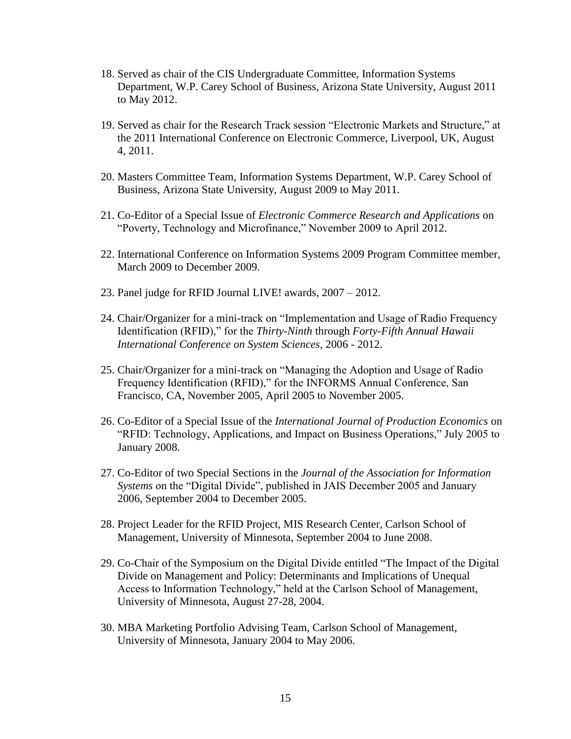18. Served as chair of the CIS Undergraduate Committee, Information Systems Department, W.P. Carey School of Business, Arizona State University, August 2011 to May 2012.

19. Served as chair for the Research Track session "Electronic Markets and Structure," at the 2011 International Conference on Electronic Commerce, Liverpool, UK, August 4, 2011.

20. Masters Committee Team, Information Systems Department, W.P. Carey School of Business, Arizona State University, August 2009 to May 2011.

21. Co-Editor of a Special Issue of *Electronic Commerce Research and Applications* on "Poverty, Technology and Microfinance," November 2009 to April 2012.

22. International Conference on Information Systems 2009 Program Committee member, March 2009 to December 2009.

23. Panel judge for RFID Journal LIVE! awards, 2007 – 2012.

24. Chair/Organizer for a mini-track on "Implementation and Usage of Radio Frequency Identification (RFID)," for the *Thirty-Ninth* through *Forty-Fifth Annual Hawaii International Conference on System Sciences*, 2006 - 2012.

25. Chair/Organizer for a mini-track on "Managing the Adoption and Usage of Radio Frequency Identification (RFID)," for the INFORMS Annual Conference, San Francisco, CA, November 2005, April 2005 to November 2005.

26. Co-Editor of a Special Issue of the *International Journal of Production Economics* on "RFID: Technology, Applications, and Impact on Business Operations," July 2005 to January 2008.

27. Co-Editor of two Special Sections in the *Journal of the Association for Information Systems* on the "Digital Divide", published in JAIS December 2005 and January 2006, September 2004 to December 2005.

28. Project Leader for the RFID Project, MIS Research Center, Carlson School of Management, University of Minnesota, September 2004 to June 2008.

29. Co-Chair of the Symposium on the Digital Divide entitled "The Impact of the Digital Divide on Management and Policy: Determinants and Implications of Unequal Access to Information Technology," held at the Carlson School of Management, University of Minnesota, August 27-28, 2004.

30. MBA Marketing Portfolio Advising Team, Carlson School of Management, University of Minnesota, January 2004 to May 2006.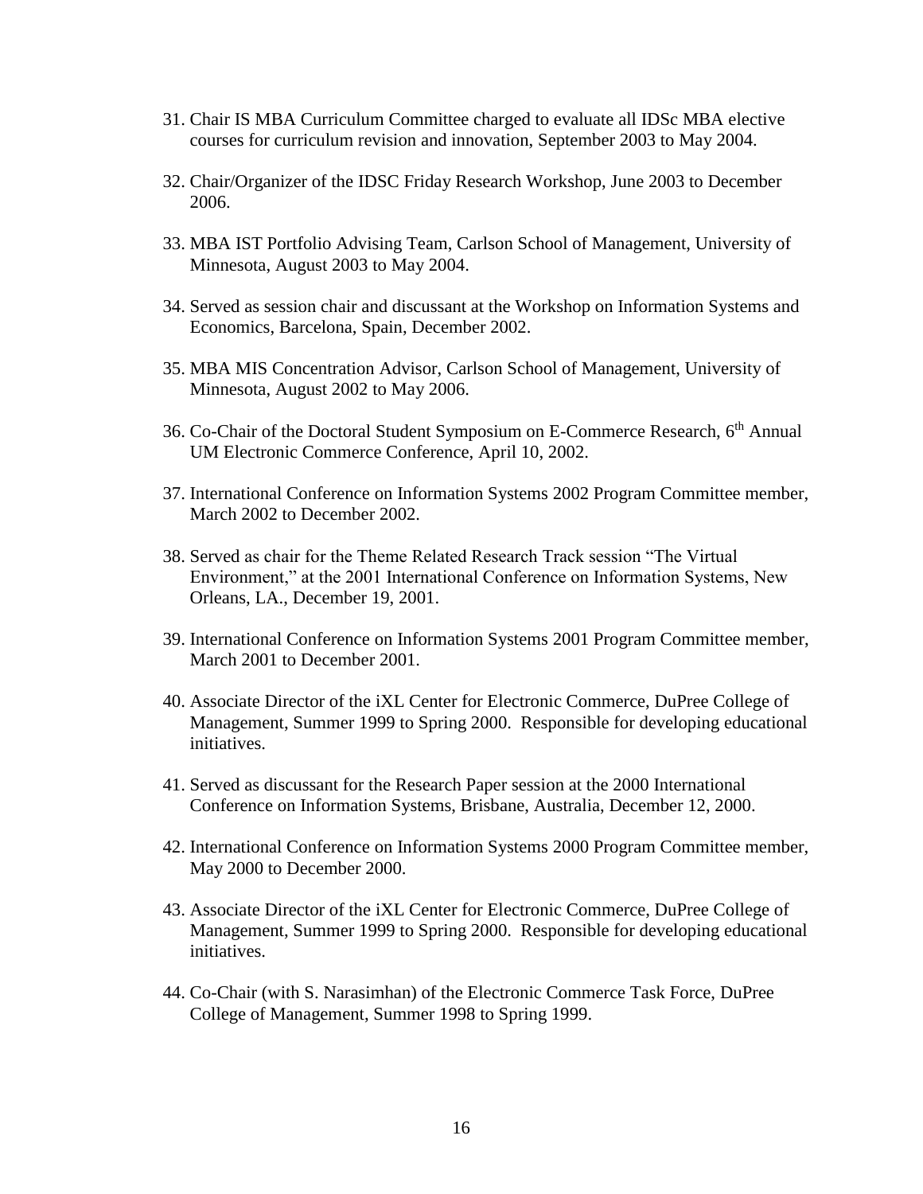31. Chair IS MBA Curriculum Committee charged to evaluate all IDSc MBA elective courses for curriculum revision and innovation, September 2003 to May 2004.

32. Chair/Organizer of the IDSC Friday Research Workshop, June 2003 to December 2006.

33. MBA IST Portfolio Advising Team, Carlson School of Management, University of Minnesota, August 2003 to May 2004.

34. Served as session chair and discussant at the Workshop on Information Systems and Economics, Barcelona, Spain, December 2002.

35. MBA MIS Concentration Advisor, Carlson School of Management, University of Minnesota, August 2002 to May 2006.

36. Co-Chair of the Doctoral Student Symposium on E-Commerce Research, 6th Annual UM Electronic Commerce Conference, April 10, 2002.

37. International Conference on Information Systems 2002 Program Committee member, March 2002 to December 2002.

38. Served as chair for the Theme Related Research Track session "The Virtual Environment," at the 2001 International Conference on Information Systems, New Orleans, LA., December 19, 2001.

39. International Conference on Information Systems 2001 Program Committee member, March 2001 to December 2001.

40. Associate Director of the iXL Center for Electronic Commerce, DuPree College of Management, Summer 1999 to Spring 2000. Responsible for developing educational initiatives.

41. Served as discussant for the Research Paper session at the 2000 International Conference on Information Systems, Brisbane, Australia, December 12, 2000.

42. International Conference on Information Systems 2000 Program Committee member, May 2000 to December 2000.

43. Associate Director of the iXL Center for Electronic Commerce, DuPree College of Management, Summer 1999 to Spring 2000. Responsible for developing educational initiatives.

44. Co-Chair (with S. Narasimhan) of the Electronic Commerce Task Force, DuPree College of Management, Summer 1998 to Spring 1999.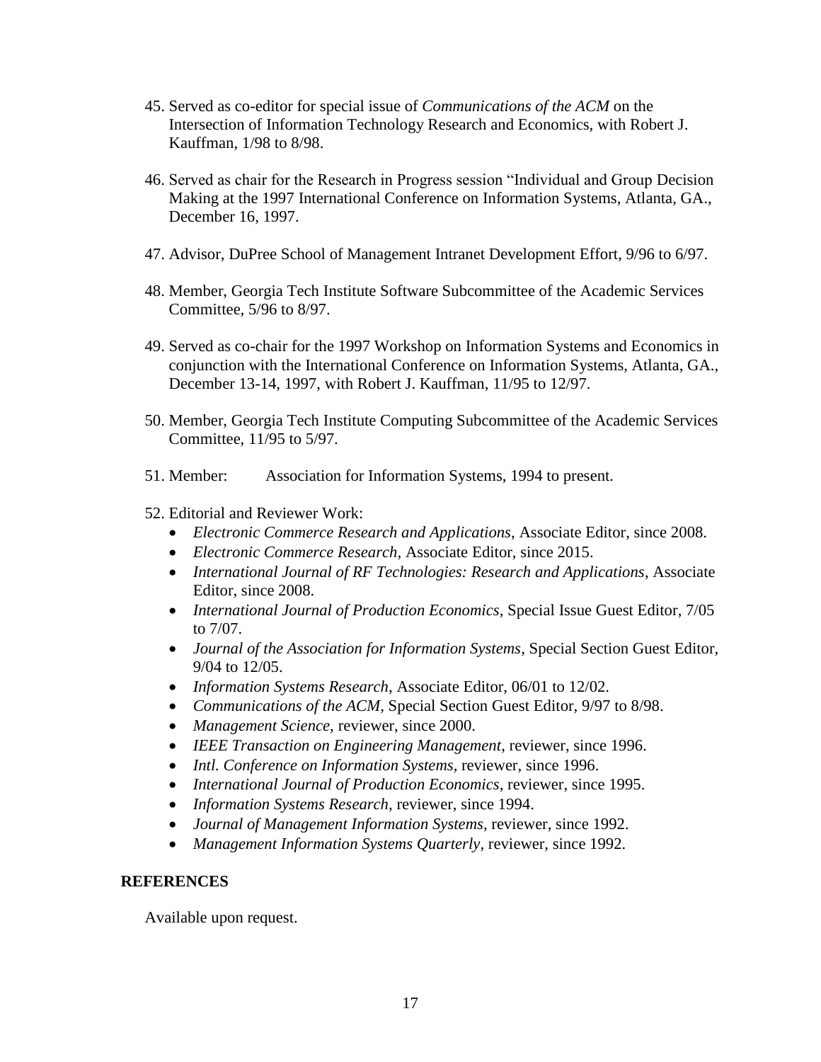45. Served as co-editor for special issue of *Communications of the ACM* on the Intersection of Information Technology Research and Economics, with Robert J. Kauffman, 1/98 to 8/98.

46. Served as chair for the Research in Progress session "Individual and Group Decision Making at the 1997 International Conference on Information Systems, Atlanta, GA., December 16, 1997.

47. Advisor, DuPree School of Management Intranet Development Effort, 9/96 to 6/97.

48. Member, Georgia Tech Institute Software Subcommittee of the Academic Services Committee, 5/96 to 8/97.

49. Served as co-chair for the 1997 Workshop on Information Systems and Economics in conjunction with the International Conference on Information Systems, Atlanta, GA., December 13-14, 1997, with Robert J. Kauffman, 11/95 to 12/97.

50. Member, Georgia Tech Institute Computing Subcommittee of the Academic Services Committee, 11/95 to 5/97.

51. Member: Association for Information Systems, 1994 to present.

52. Editorial and Reviewer Work:
    - *Electronic Commerce Research and Applications*, Associate Editor, since 2008.
    - *Electronic Commerce Research*, Associate Editor, since 2015.
    - *International Journal of RF Technologies: Research and Applications*, Associate Editor, since 2008.
    - *International Journal of Production Economics*, Special Issue Guest Editor, 7/05 to 7/07.
    - *Journal of the Association for Information Systems*, Special Section Guest Editor, 9/04 to 12/05.
    - *Information Systems Research*, Associate Editor, 06/01 to 12/02.
    - *Communications of the ACM*, Special Section Guest Editor, 9/97 to 8/98.
    - *Management Science*, reviewer, since 2000.
    - *IEEE Transaction on Engineering Management*, reviewer, since 1996.
    - *Intl. Conference on Information Systems*, reviewer, since 1996.
    - *International Journal of Production Economics*, reviewer, since 1995.
    - *Information Systems Research*, reviewer, since 1994.
    - *Journal of Management Information Systems*, reviewer, since 1992.
    - *Management Information Systems Quarterly*, reviewer, since 1992.

## REFERENCES

Available upon request.